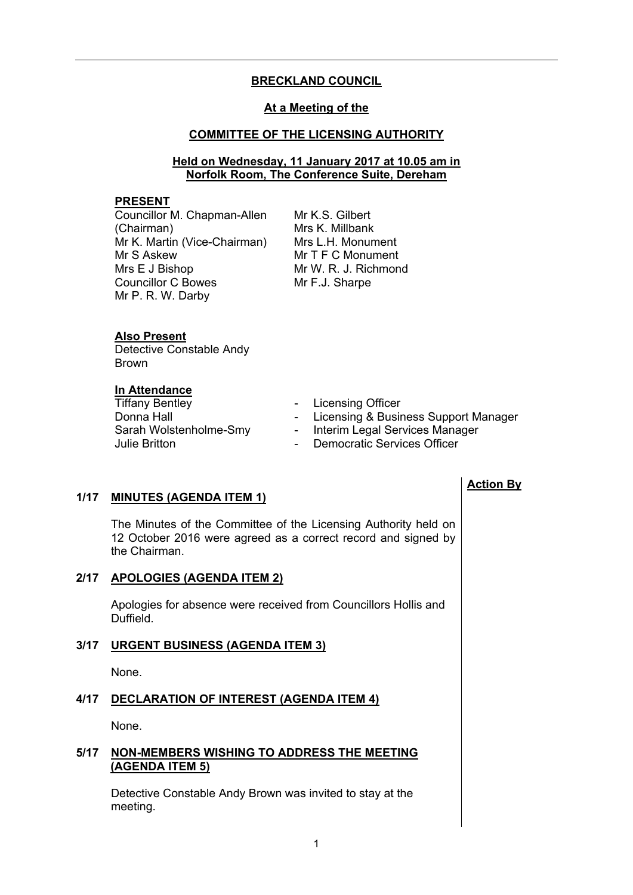# BRECKLAND COUNCIL

## At a Meeting of the

## COMMITTEE OF THE LICENSING AUTHORITY

### Held on Wednesday, 11 January 2017 at 10.05 am in Norfolk Room, The Conference Suite, Dereham

**PRESENT**

Councillor M. Chapman-Allen (Chairman)
Mr K. Martin (Vice-Chairman)
Mr S Askew
Mrs E J Bishop
Councillor C Bowes
Mr P. R. W. Darby
Mr K.S. Gilbert
Mrs K. Millbank
Mrs L.H. Monument
Mr T F C Monument
Mr W. R. J. Richmond
Mr F.J. Sharpe

**Also Present**

Detective Constable Andy Brown

**In Attendance**

| | |
|---|---|
| Tiffany Bentley | - Licensing Officer |
| Donna Hall | - Licensing & Business Support Manager |
| Sarah Wolstenholme-Smy | - Interim Legal Services Manager |
| Julie Britton | - Democratic Services Officer |

**Action By**

**1/17 MINUTES (AGENDA ITEM 1)**

The Minutes of the Committee of the Licensing Authority held on 12 October 2016 were agreed as a correct record and signed by the Chairman.

**2/17 APOLOGIES (AGENDA ITEM 2)**

Apologies for absence were received from Councillors Hollis and Duffield.

**3/17 URGENT BUSINESS (AGENDA ITEM 3)**

None.

**4/17 DECLARATION OF INTEREST (AGENDA ITEM 4)**

None.

**5/17 NON-MEMBERS WISHING TO ADDRESS THE MEETING (AGENDA ITEM 5)**

Detective Constable Andy Brown was invited to stay at the meeting.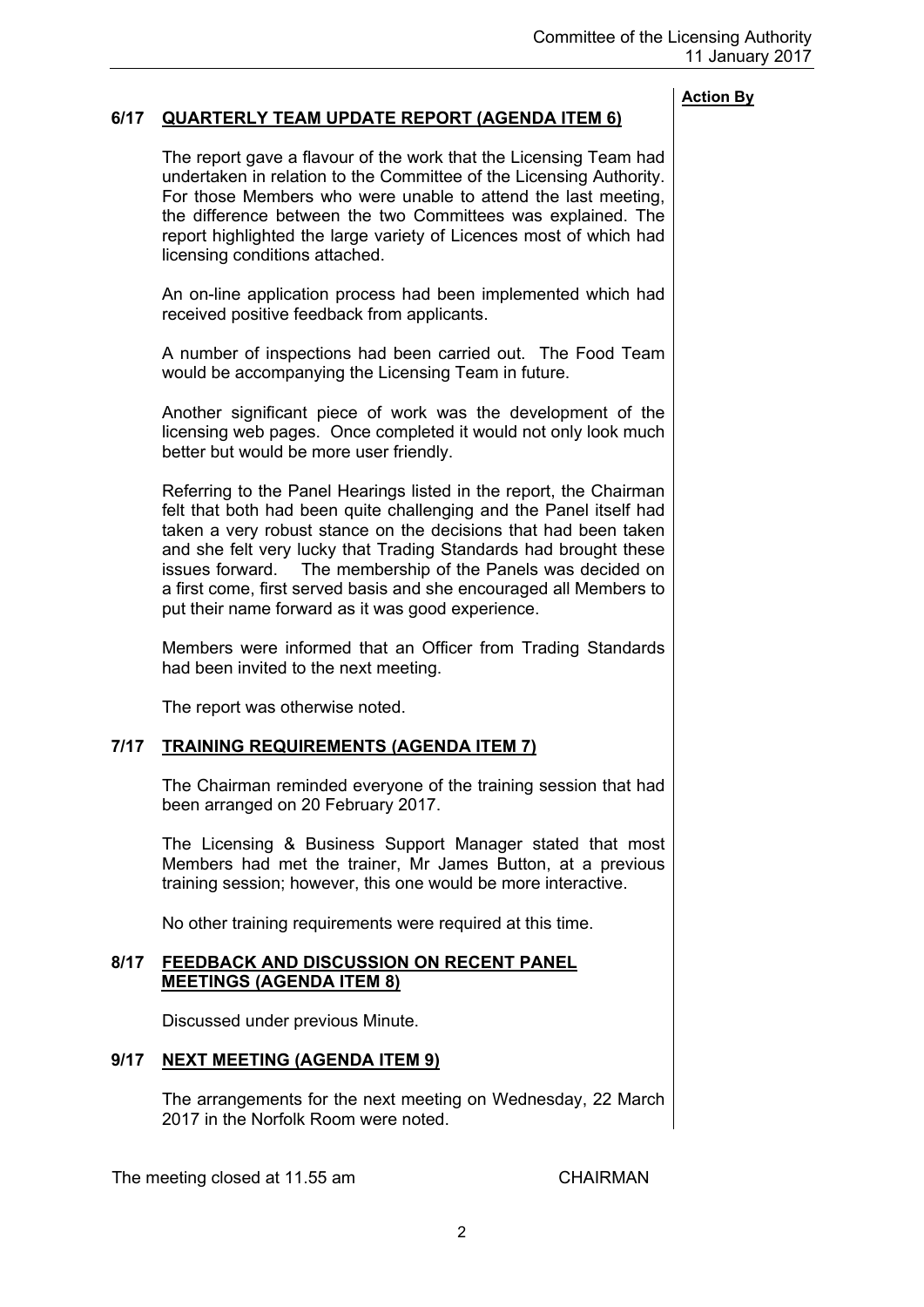**Action By**

## 6/17 QUARTERLY TEAM UPDATE REPORT (AGENDA ITEM 6)

The report gave a flavour of the work that the Licensing Team had undertaken in relation to the Committee of the Licensing Authority. For those Members who were unable to attend the last meeting, the difference between the two Committees was explained. The report highlighted the large variety of Licences most of which had licensing conditions attached.

An on-line application process had been implemented which had received positive feedback from applicants.

A number of inspections had been carried out. The Food Team would be accompanying the Licensing Team in future.

Another significant piece of work was the development of the licensing web pages. Once completed it would not only look much better but would be more user friendly.

Referring to the Panel Hearings listed in the report, the Chairman felt that both had been quite challenging and the Panel itself had taken a very robust stance on the decisions that had been taken and she felt very lucky that Trading Standards had brought these issues forward. The membership of the Panels was decided on a first come, first served basis and she encouraged all Members to put their name forward as it was good experience.

Members were informed that an Officer from Trading Standards had been invited to the next meeting.

The report was otherwise noted.

## 7/17 TRAINING REQUIREMENTS (AGENDA ITEM 7)

The Chairman reminded everyone of the training session that had been arranged on 20 February 2017.

The Licensing & Business Support Manager stated that most Members had met the trainer, Mr James Button, at a previous training session; however, this one would be more interactive.

No other training requirements were required at this time.

## 8/17 FEEDBACK AND DISCUSSION ON RECENT PANEL MEETINGS (AGENDA ITEM 8)

Discussed under previous Minute.

## 9/17 NEXT MEETING (AGENDA ITEM 9)

The arrangements for the next meeting on Wednesday, 22 March 2017 in the Norfolk Room were noted.

The meeting closed at 11.55 am

CHAIRMAN